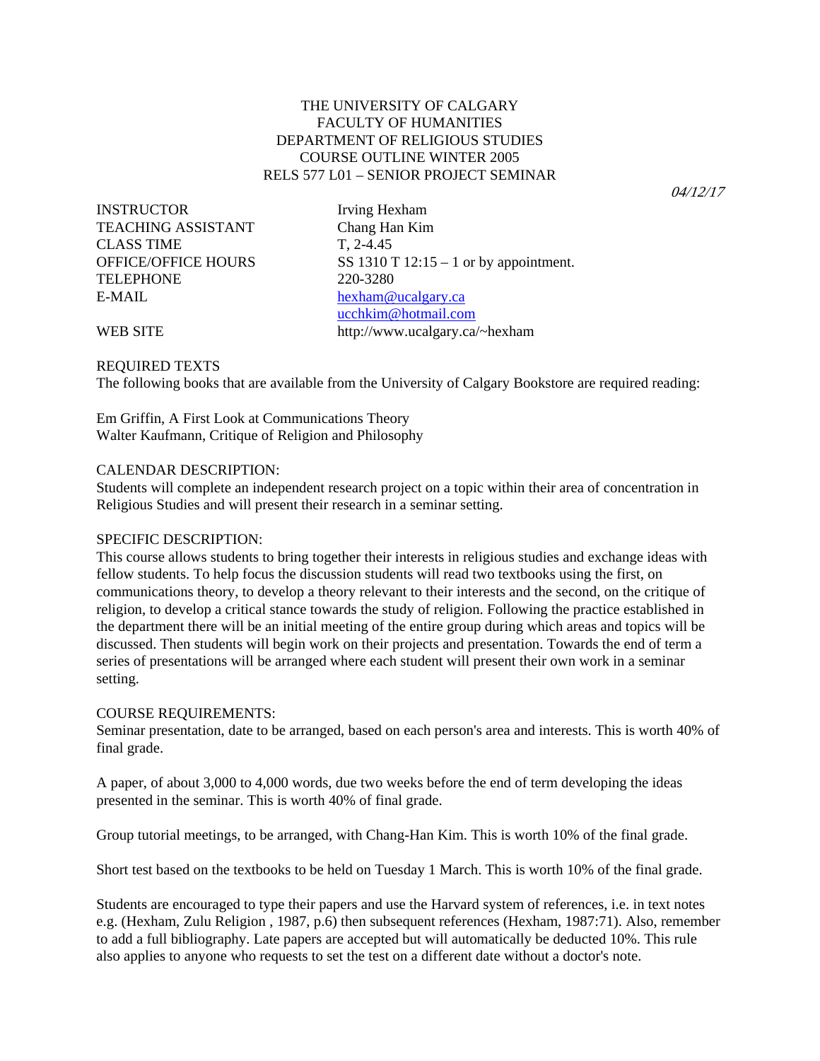# THE UNIVERSITY OF CALGARY
## FACULTY OF HUMANITIES
## DEPARTMENT OF RELIGIOUS STUDIES
## COURSE OUTLINE WINTER 2005
## RELS 577 L01 – SENIOR PROJECT SEMINAR

*04/12/17*

| | |
|---|---|
| INSTRUCTOR | Irving Hexham |
| TEACHING ASSISTANT | Chang Han Kim |
| CLASS TIME | T, 2-4.45 |
| OFFICE/OFFICE HOURS | SS 1310 T 12:15 – 1 or by appointment. |
| TELEPHONE | 220-3280 |
| E-MAIL | hexham@ucalgary.ca<br>ucchkim@hotmail.com |
| WEB SITE | http://www.ucalgary.ca/~hexham |

REQUIRED TEXTS
The following books that are available from the University of Calgary Bookstore are required reading:

Em Griffin, A First Look at Communications Theory
Walter Kaufmann, Critique of Religion and Philosophy

CALENDAR DESCRIPTION:
Students will complete an independent research project on a topic within their area of concentration in Religious Studies and will present their research in a seminar setting.

SPECIFIC DESCRIPTION:
This course allows students to bring together their interests in religious studies and exchange ideas with fellow students. To help focus the discussion students will read two textbooks using the first, on communications theory, to develop a theory relevant to their interests and the second, on the critique of religion, to develop a critical stance towards the study of religion. Following the practice established in the department there will be an initial meeting of the entire group during which areas and topics will be discussed. Then students will begin work on their projects and presentation. Towards the end of term a series of presentations will be arranged where each student will present their own work in a seminar setting.

COURSE REQUIREMENTS:
Seminar presentation, date to be arranged, based on each person's area and interests. This is worth 40% of final grade.

A paper, of about 3,000 to 4,000 words, due two weeks before the end of term developing the ideas presented in the seminar. This is worth 40% of final grade.

Group tutorial meetings, to be arranged, with Chang-Han Kim. This is worth 10% of the final grade.

Short test based on the textbooks to be held on Tuesday 1 March. This is worth 10% of the final grade.

Students are encouraged to type their papers and use the Harvard system of references, i.e. in text notes e.g. (Hexham, Zulu Religion , 1987, p.6) then subsequent references (Hexham, 1987:71). Also, remember to add a full bibliography. Late papers are accepted but will automatically be deducted 10%. This rule also applies to anyone who requests to set the test on a different date without a doctor's note.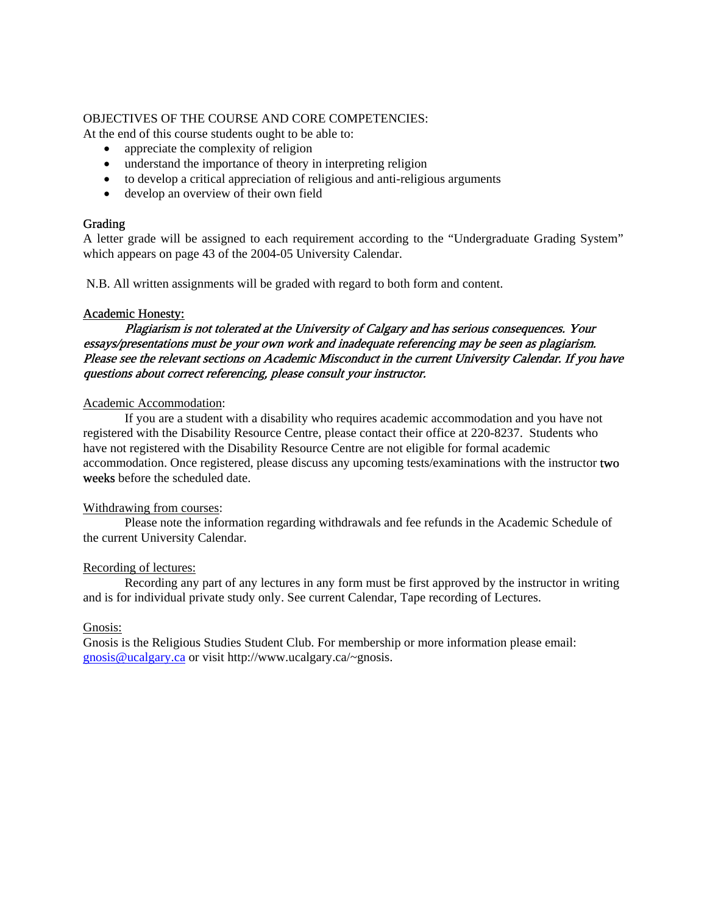OBJECTIVES OF THE COURSE AND CORE COMPETENCIES:

At the end of this course students ought to be able to:

- appreciate the complexity of religion
- understand the importance of theory in interpreting religion
- to develop a critical appreciation of religious and anti-religious arguments
- develop an overview of their own field

Grading

A letter grade will be assigned to each requirement according to the "Undergraduate Grading System" which appears on page 43 of the 2004-05 University Calendar.

N.B. All written assignments will be graded with regard to both form and content.

Academic Honesty:

*Plagiarism is not tolerated at the University of Calgary and has serious consequences. Your essays/presentations must be your own work and inadequate referencing may be seen as plagiarism. Please see the relevant sections on Academic Misconduct in the current University Calendar. If you have questions about correct referencing, please consult your instructor.*

Academic Accommodation:

If you are a student with a disability who requires academic accommodation and you have not registered with the Disability Resource Centre, please contact their office at 220-8237. Students who have not registered with the Disability Resource Centre are not eligible for formal academic accommodation. Once registered, please discuss any upcoming tests/examinations with the instructor two weeks before the scheduled date.

Withdrawing from courses:

Please note the information regarding withdrawals and fee refunds in the Academic Schedule of the current University Calendar.

Recording of lectures:

Recording any part of any lectures in any form must be first approved by the instructor in writing and is for individual private study only. See current Calendar, Tape recording of Lectures.

Gnosis:

Gnosis is the Religious Studies Student Club. For membership or more information please email: gnosis@ucalgary.ca or visit http://www.ucalgary.ca/~gnosis.